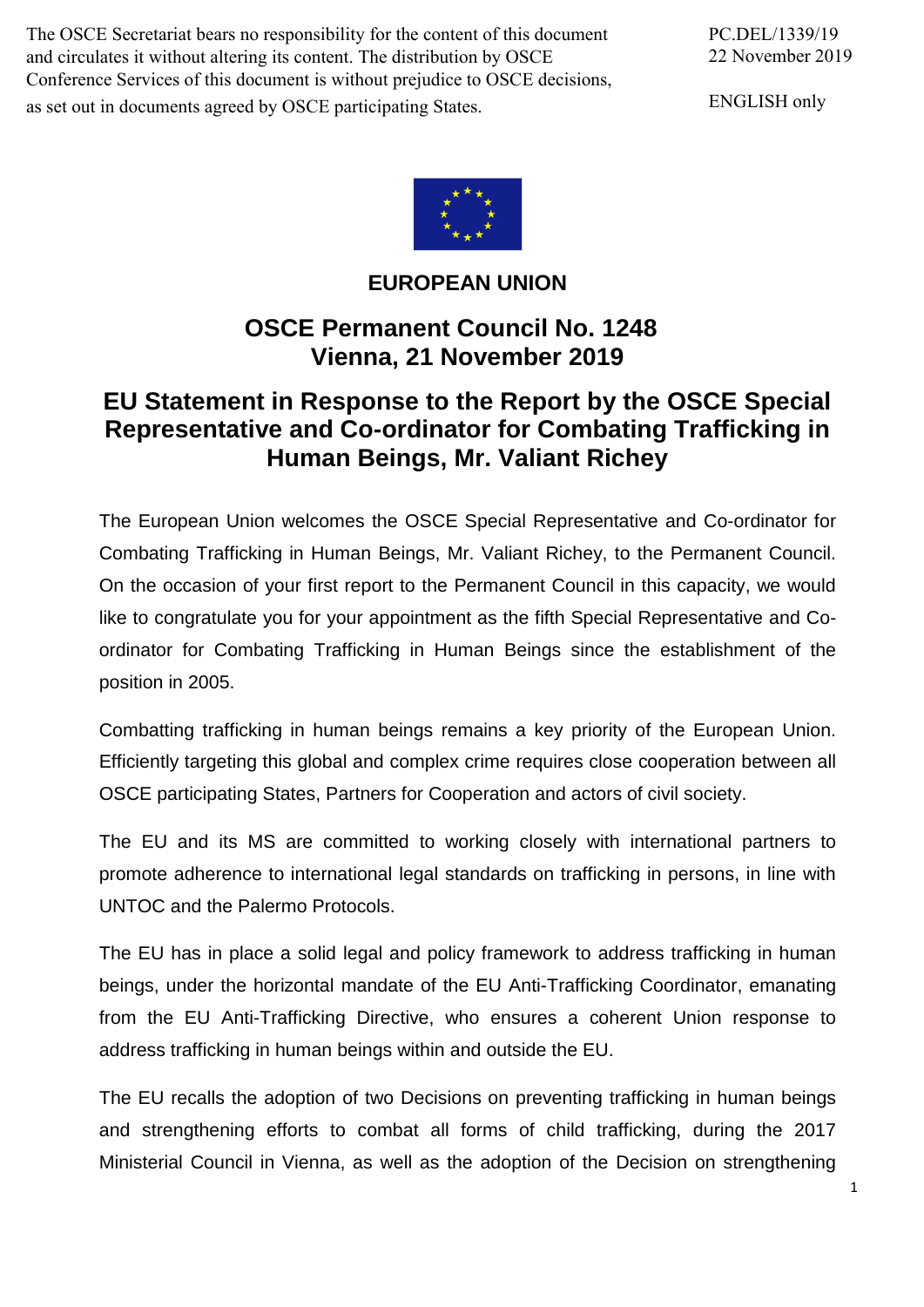The OSCE Secretariat bears no responsibility for the content of this document and circulates it without altering its content. The distribution by OSCE Conference Services of this document is without prejudice to OSCE decisions, as set out in documents agreed by OSCE participating States.

PC.DEL/1339/19
22 November 2019

ENGLISH only

**EUROPEAN UNION**

## OSCE Permanent Council No. 1248
## Vienna, 21 November 2019

# EU Statement in Response to the Report by the OSCE Special Representative and Co-ordinator for Combating Trafficking in Human Beings, Mr. Valiant Richey

The European Union welcomes the OSCE Special Representative and Co-ordinator for Combating Trafficking in Human Beings, Mr. Valiant Richey, to the Permanent Council. On the occasion of your first report to the Permanent Council in this capacity, we would like to congratulate you for your appointment as the fifth Special Representative and Co-ordinator for Combating Trafficking in Human Beings since the establishment of the position in 2005.

Combatting trafficking in human beings remains a key priority of the European Union. Efficiently targeting this global and complex crime requires close cooperation between all OSCE participating States, Partners for Cooperation and actors of civil society.

The EU and its MS are committed to working closely with international partners to promote adherence to international legal standards on trafficking in persons, in line with UNTOC and the Palermo Protocols.

The EU has in place a solid legal and policy framework to address trafficking in human beings, under the horizontal mandate of the EU Anti-Trafficking Coordinator, emanating from the EU Anti-Trafficking Directive, who ensures a coherent Union response to address trafficking in human beings within and outside the EU.

The EU recalls the adoption of two Decisions on preventing trafficking in human beings and strengthening efforts to combat all forms of child trafficking, during the 2017 Ministerial Council in Vienna, as well as the adoption of the Decision on strengthening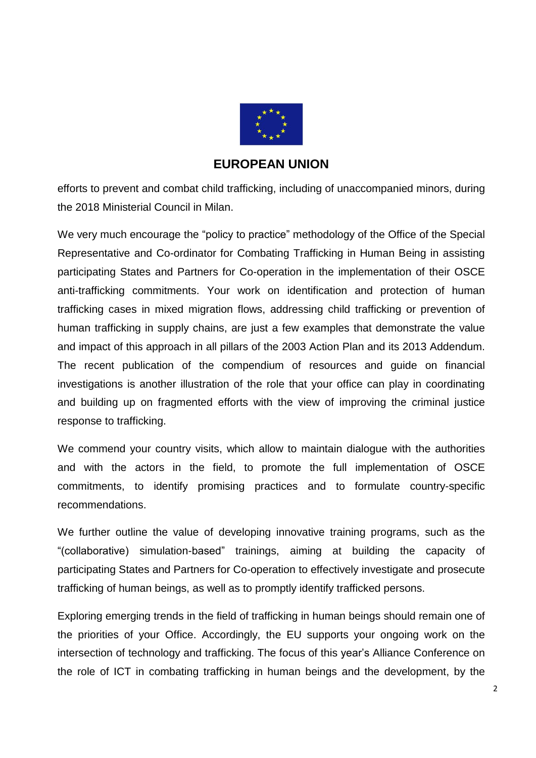efforts to prevent and combat child trafficking, including of unaccompanied minors, during the 2018 Ministerial Council in Milan.

We very much encourage the "policy to practice" methodology of the Office of the Special Representative and Co-ordinator for Combating Trafficking in Human Being in assisting participating States and Partners for Co-operation in the implementation of their OSCE anti-trafficking commitments. Your work on identification and protection of human trafficking cases in mixed migration flows, addressing child trafficking or prevention of human trafficking in supply chains, are just a few examples that demonstrate the value and impact of this approach in all pillars of the 2003 Action Plan and its 2013 Addendum. The recent publication of the compendium of resources and guide on financial investigations is another illustration of the role that your office can play in coordinating and building up on fragmented efforts with the view of improving the criminal justice response to trafficking.

We commend your country visits, which allow to maintain dialogue with the authorities and with the actors in the field, to promote the full implementation of OSCE commitments, to identify promising practices and to formulate country-specific recommendations.

We further outline the value of developing innovative training programs, such as the "(collaborative) simulation-based" trainings, aiming at building the capacity of participating States and Partners for Co-operation to effectively investigate and prosecute trafficking of human beings, as well as to promptly identify trafficked persons.

Exploring emerging trends in the field of trafficking in human beings should remain one of the priorities of your Office. Accordingly, the EU supports your ongoing work on the intersection of technology and trafficking. The focus of this year's Alliance Conference on the role of ICT in combating trafficking in human beings and the development, by the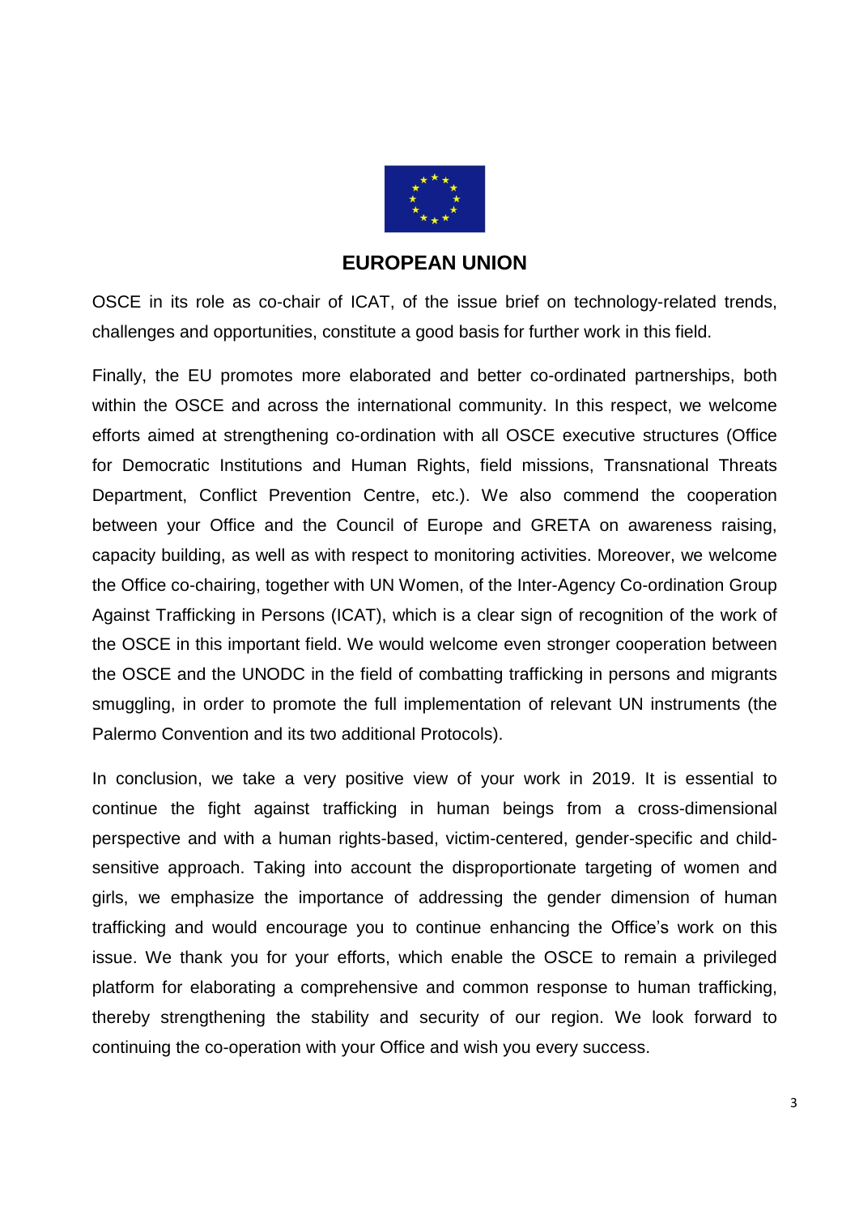# EUROPEAN UNION

OSCE in its role as co-chair of ICAT, of the issue brief on technology-related trends, challenges and opportunities, constitute a good basis for further work in this field.

Finally, the EU promotes more elaborated and better co-ordinated partnerships, both within the OSCE and across the international community. In this respect, we welcome efforts aimed at strengthening co-ordination with all OSCE executive structures (Office for Democratic Institutions and Human Rights, field missions, Transnational Threats Department, Conflict Prevention Centre, etc.). We also commend the cooperation between your Office and the Council of Europe and GRETA on awareness raising, capacity building, as well as with respect to monitoring activities. Moreover, we welcome the Office co-chairing, together with UN Women, of the Inter-Agency Co-ordination Group Against Trafficking in Persons (ICAT), which is a clear sign of recognition of the work of the OSCE in this important field. We would welcome even stronger cooperation between the OSCE and the UNODC in the field of combatting trafficking in persons and migrants smuggling, in order to promote the full implementation of relevant UN instruments (the Palermo Convention and its two additional Protocols).

In conclusion, we take a very positive view of your work in 2019. It is essential to continue the fight against trafficking in human beings from a cross-dimensional perspective and with a human rights-based, victim-centered, gender-specific and child-sensitive approach. Taking into account the disproportionate targeting of women and girls, we emphasize the importance of addressing the gender dimension of human trafficking and would encourage you to continue enhancing the Office's work on this issue. We thank you for your efforts, which enable the OSCE to remain a privileged platform for elaborating a comprehensive and common response to human trafficking, thereby strengthening the stability and security of our region. We look forward to continuing the co-operation with your Office and wish you every success.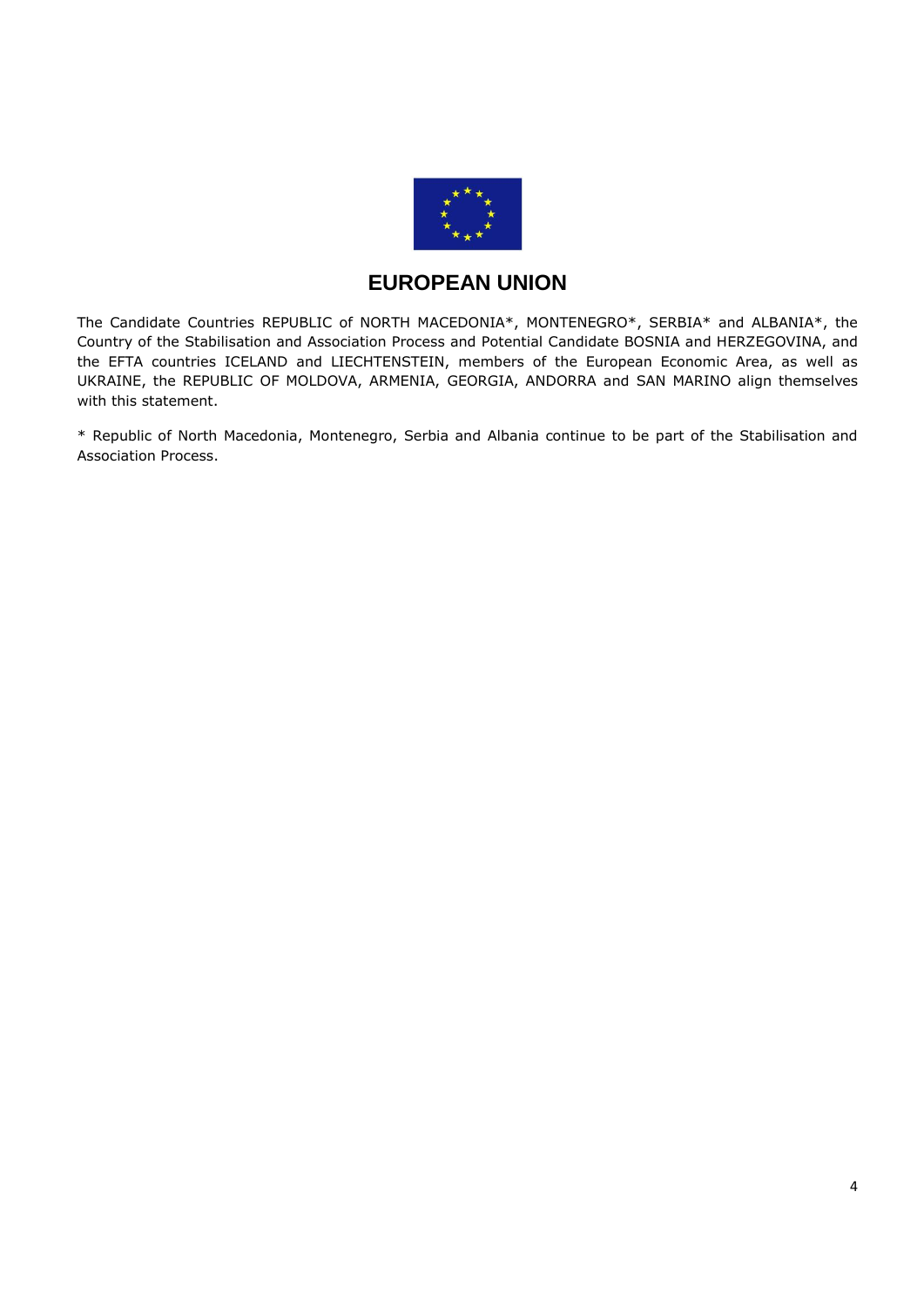# EUROPEAN UNION

The Candidate Countries REPUBLIC of NORTH MACEDONIA*, MONTENEGRO*, SERBIA* and ALBANIA*, the Country of the Stabilisation and Association Process and Potential Candidate BOSNIA and HERZEGOVINA, and the EFTA countries ICELAND and LIECHTENSTEIN, members of the European Economic Area, as well as UKRAINE, the REPUBLIC OF MOLDOVA, ARMENIA, GEORGIA, ANDORRA and SAN MARINO align themselves with this statement.

* Republic of North Macedonia, Montenegro, Serbia and Albania continue to be part of the Stabilisation and Association Process.